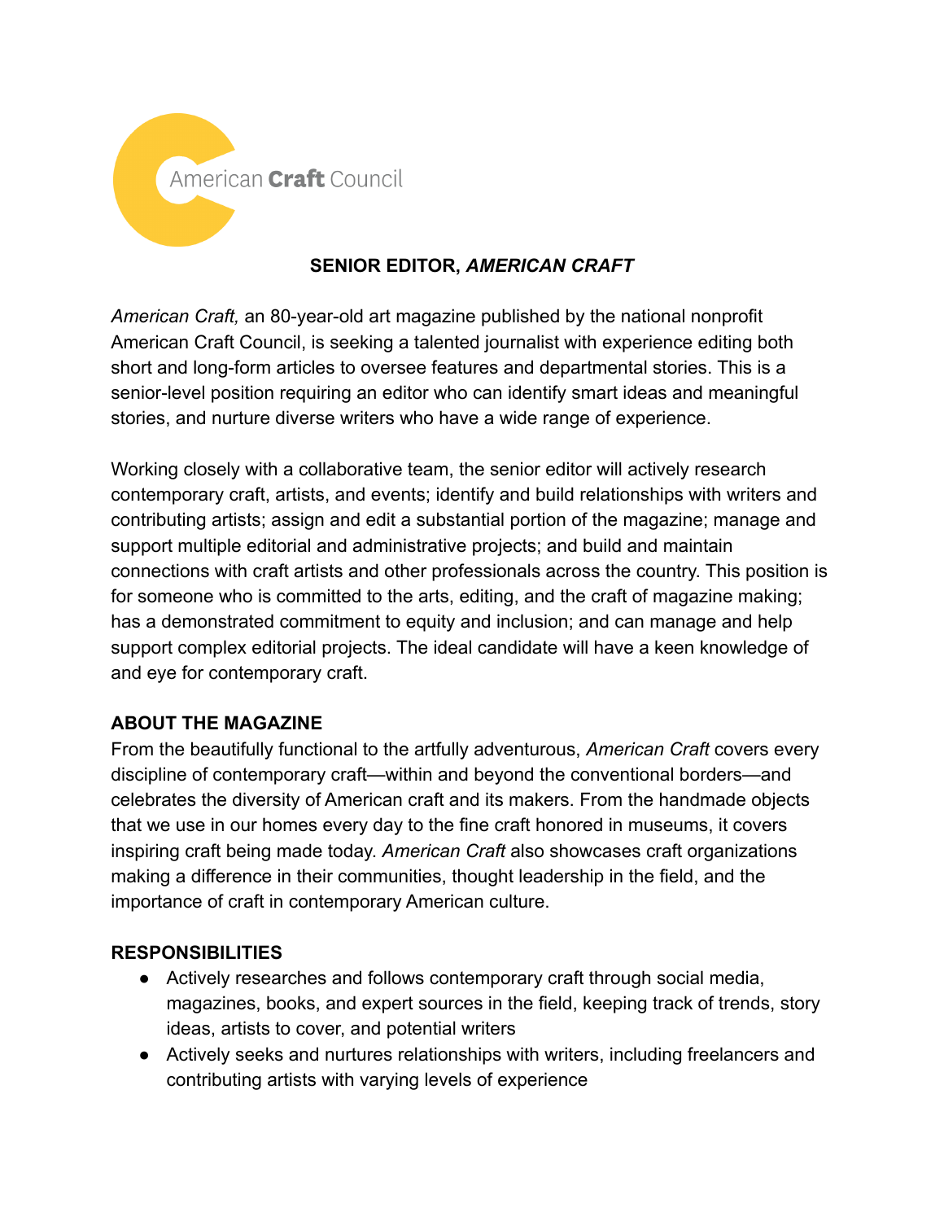American Craft Council

# SENIOR EDITOR, *AMERICAN CRAFT*

*American Craft,* an 80-year-old art magazine published by the national nonprofit American Craft Council, is seeking a talented journalist with experience editing both short and long-form articles to oversee features and departmental stories. This is a senior-level position requiring an editor who can identify smart ideas and meaningful stories, and nurture diverse writers who have a wide range of experience.

Working closely with a collaborative team, the senior editor will actively research contemporary craft, artists, and events; identify and build relationships with writers and contributing artists; assign and edit a substantial portion of the magazine; manage and support multiple editorial and administrative projects; and build and maintain connections with craft artists and other professionals across the country. This position is for someone who is committed to the arts, editing, and the craft of magazine making; has a demonstrated commitment to equity and inclusion; and can manage and help support complex editorial projects. The ideal candidate will have a keen knowledge of and eye for contemporary craft.

## ABOUT THE MAGAZINE

From the beautifully functional to the artfully adventurous, *American Craft* covers every discipline of contemporary craft—within and beyond the conventional borders—and celebrates the diversity of American craft and its makers. From the handmade objects that we use in our homes every day to the fine craft honored in museums, it covers inspiring craft being made today. *American Craft* also showcases craft organizations making a difference in their communities, thought leadership in the field, and the importance of craft in contemporary American culture.

## RESPONSIBILITIES

- Actively researches and follows contemporary craft through social media, magazines, books, and expert sources in the field, keeping track of trends, story ideas, artists to cover, and potential writers
- Actively seeks and nurtures relationships with writers, including freelancers and contributing artists with varying levels of experience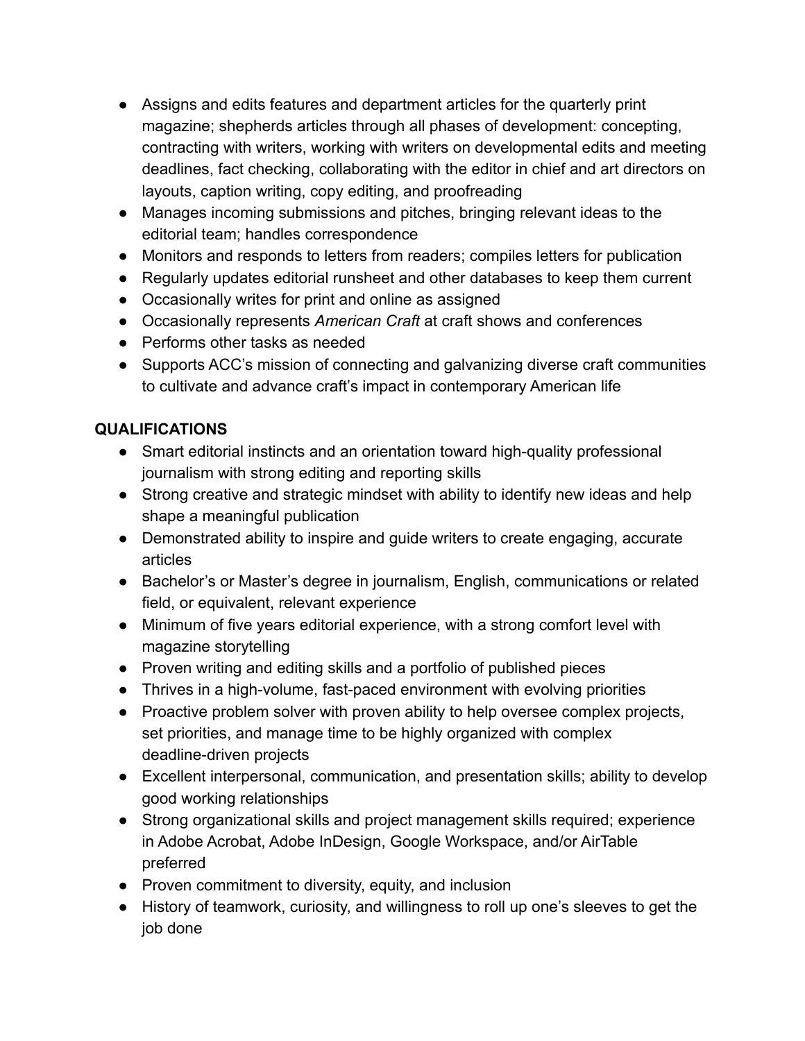- Assigns and edits features and department articles for the quarterly print magazine; shepherds articles through all phases of development: concepting, contracting with writers, working with writers on developmental edits and meeting deadlines, fact checking, collaborating with the editor in chief and art directors on layouts, caption writing, copy editing, and proofreading
- Manages incoming submissions and pitches, bringing relevant ideas to the editorial team; handles correspondence
- Monitors and responds to letters from readers; compiles letters for publication
- Regularly updates editorial runsheet and other databases to keep them current
- Occasionally writes for print and online as assigned
- Occasionally represents *American Craft* at craft shows and conferences
- Performs other tasks as needed
- Supports ACC's mission of connecting and galvanizing diverse craft communities to cultivate and advance craft's impact in contemporary American life

**QUALIFICATIONS**

- Smart editorial instincts and an orientation toward high-quality professional journalism with strong editing and reporting skills
- Strong creative and strategic mindset with ability to identify new ideas and help shape a meaningful publication
- Demonstrated ability to inspire and guide writers to create engaging, accurate articles
- Bachelor's or Master's degree in journalism, English, communications or related field, or equivalent, relevant experience
- Minimum of five years editorial experience, with a strong comfort level with magazine storytelling
- Proven writing and editing skills and a portfolio of published pieces
- Thrives in a high-volume, fast-paced environment with evolving priorities
- Proactive problem solver with proven ability to help oversee complex projects, set priorities, and manage time to be highly organized with complex deadline-driven projects
- Excellent interpersonal, communication, and presentation skills; ability to develop good working relationships
- Strong organizational skills and project management skills required; experience in Adobe Acrobat, Adobe InDesign, Google Workspace, and/or AirTable preferred
- Proven commitment to diversity, equity, and inclusion
- History of teamwork, curiosity, and willingness to roll up one's sleeves to get the job done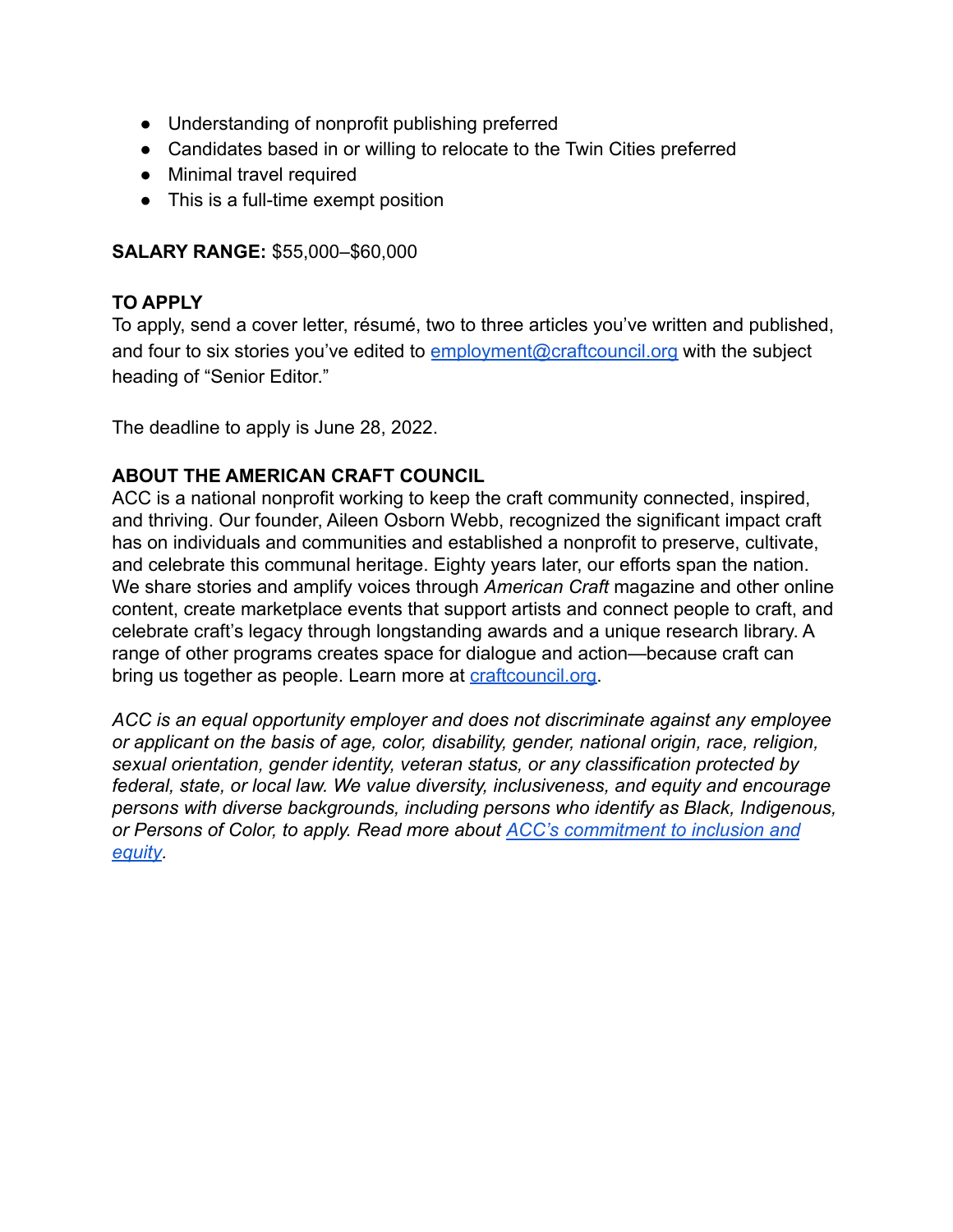- Understanding of nonprofit publishing preferred
- Candidates based in or willing to relocate to the Twin Cities preferred
- Minimal travel required
- This is a full-time exempt position

**SALARY RANGE:** $55,000–$60,000

**TO APPLY**

To apply, send a cover letter, résumé, two to three articles you've written and published, and four to six stories you've edited to [employment@craftcouncil.org](mailto:employment@craftcouncil.org) with the subject heading of "Senior Editor."

The deadline to apply is June 28, 2022.

**ABOUT THE AMERICAN CRAFT COUNCIL**

ACC is a national nonprofit working to keep the craft community connected, inspired, and thriving. Our founder, Aileen Osborn Webb, recognized the significant impact craft has on individuals and communities and established a nonprofit to preserve, cultivate, and celebrate this communal heritage. Eighty years later, our efforts span the nation. We share stories and amplify voices through *American Craft* magazine and other online content, create marketplace events that support artists and connect people to craft, and celebrate craft's legacy through longstanding awards and a unique research library. A range of other programs creates space for dialogue and action—because craft can bring us together as people. Learn more at [craftcouncil.org](https://craftcouncil.org).

*ACC is an equal opportunity employer and does not discriminate against any employee or applicant on the basis of age, color, disability, gender, national origin, race, religion, sexual orientation, gender identity, veteran status, or any classification protected by federal, state, or local law. We value diversity, inclusiveness, and equity and encourage persons with diverse backgrounds, including persons who identify as Black, Indigenous, or Persons of Color, to apply. Read more about ACC's commitment to inclusion and equity.*